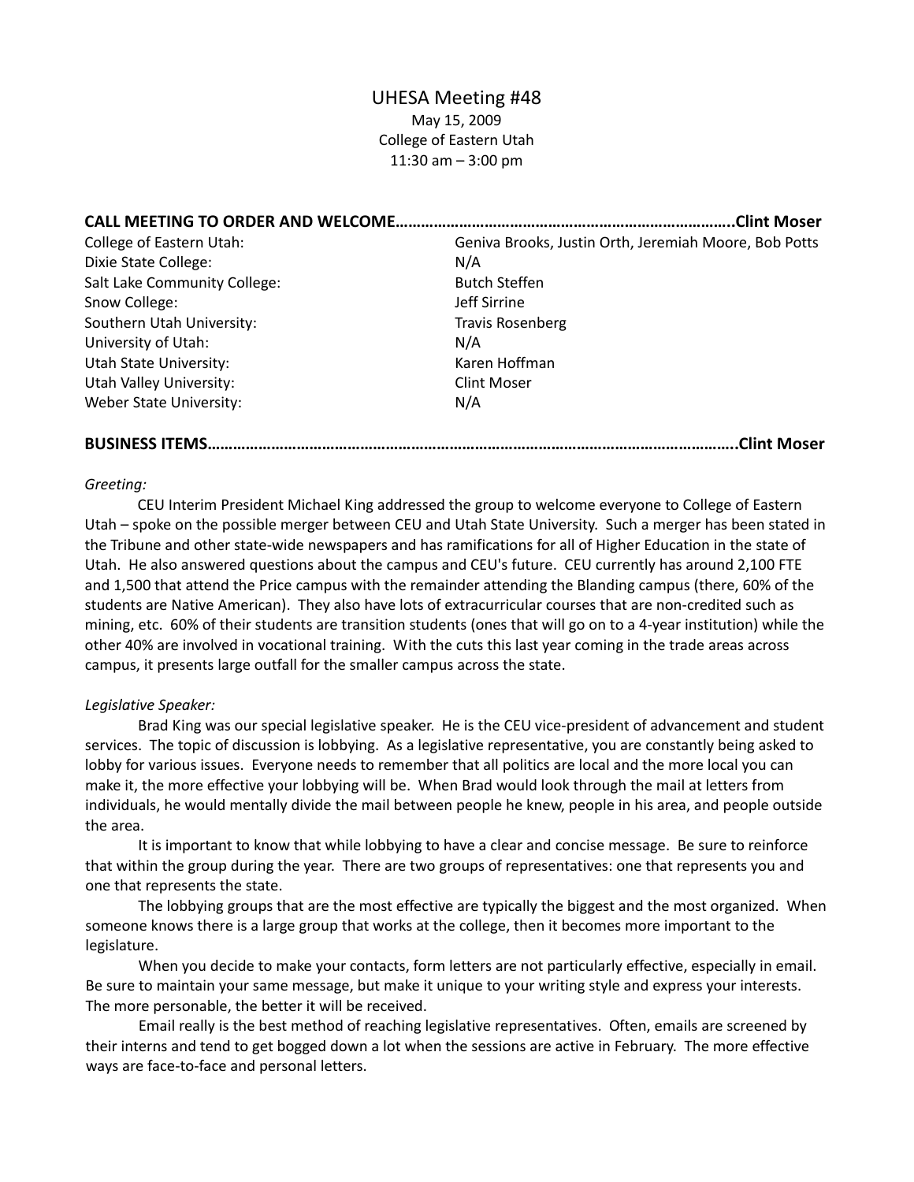# UHESA Meeting #48

May 15, 2009
College of Eastern Utah
11:30 am – 3:00 pm

**CALL MEETING TO ORDER AND WELCOME……………………………………………………………………..Clint Moser**

| | |
|---|---|
| College of Eastern Utah: | Geniva Brooks, Justin Orth, Jeremiah Moore, Bob Potts |
| Dixie State College: | N/A |
| Salt Lake Community College: | Butch Steffen |
| Snow College: | Jeff Sirrine |
| Southern Utah University: | Travis Rosenberg |
| University of Utah: | N/A |
| Utah State University: | Karen Hoffman |
| Utah Valley University: | Clint Moser |
| Weber State University: | N/A |

**BUSINESS ITEMS……………………………………………………………………………………………………..Clint Moser**

*Greeting:*

CEU Interim President Michael King addressed the group to welcome everyone to College of Eastern Utah – spoke on the possible merger between CEU and Utah State University. Such a merger has been stated in the Tribune and other state-wide newspapers and has ramifications for all of Higher Education in the state of Utah. He also answered questions about the campus and CEU's future. CEU currently has around 2,100 FTE and 1,500 that attend the Price campus with the remainder attending the Blanding campus (there, 60% of the students are Native American). They also have lots of extracurricular courses that are non-credited such as mining, etc. 60% of their students are transition students (ones that will go on to a 4-year institution) while the other 40% are involved in vocational training. With the cuts this last year coming in the trade areas across campus, it presents large outfall for the smaller campus across the state.

*Legislative Speaker:*

Brad King was our special legislative speaker. He is the CEU vice-president of advancement and student services. The topic of discussion is lobbying. As a legislative representative, you are constantly being asked to lobby for various issues. Everyone needs to remember that all politics are local and the more local you can make it, the more effective your lobbying will be. When Brad would look through the mail at letters from individuals, he would mentally divide the mail between people he knew, people in his area, and people outside the area.

It is important to know that while lobbying to have a clear and concise message. Be sure to reinforce that within the group during the year. There are two groups of representatives: one that represents you and one that represents the state.

The lobbying groups that are the most effective are typically the biggest and the most organized. When someone knows there is a large group that works at the college, then it becomes more important to the legislature.

When you decide to make your contacts, form letters are not particularly effective, especially in email. Be sure to maintain your same message, but make it unique to your writing style and express your interests. The more personable, the better it will be received.

Email really is the best method of reaching legislative representatives. Often, emails are screened by their interns and tend to get bogged down a lot when the sessions are active in February. The more effective ways are face-to-face and personal letters.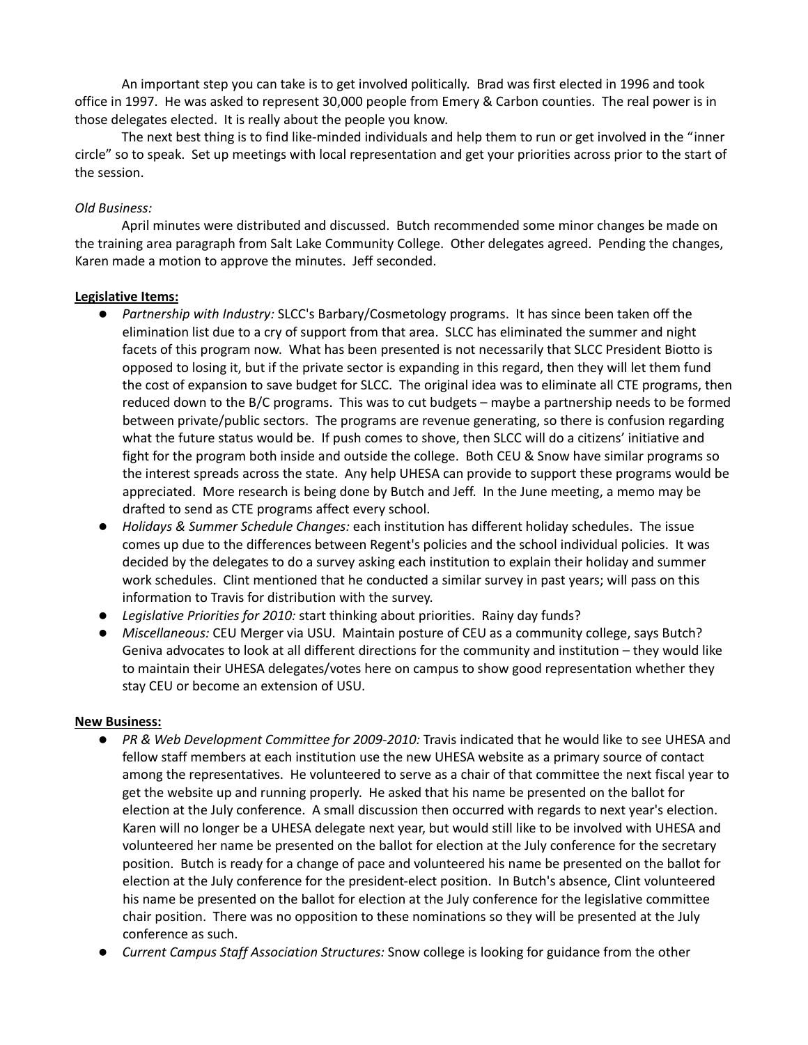An important step you can take is to get involved politically. Brad was first elected in 1996 and took office in 1997. He was asked to represent 30,000 people from Emery & Carbon counties. The real power is in those delegates elected. It is really about the people you know.

The next best thing is to find like-minded individuals and help them to run or get involved in the "inner circle" so to speak. Set up meetings with local representation and get your priorities across prior to the start of the session.

*Old Business:*

April minutes were distributed and discussed. Butch recommended some minor changes be made on the training area paragraph from Salt Lake Community College. Other delegates agreed. Pending the changes, Karen made a motion to approve the minutes. Jeff seconded.

**Legislative Items:**

- *Partnership with Industry:* SLCC's Barbary/Cosmetology programs. It has since been taken off the elimination list due to a cry of support from that area. SLCC has eliminated the summer and night facets of this program now. What has been presented is not necessarily that SLCC President Biotto is opposed to losing it, but if the private sector is expanding in this regard, then they will let them fund the cost of expansion to save budget for SLCC. The original idea was to eliminate all CTE programs, then reduced down to the B/C programs. This was to cut budgets – maybe a partnership needs to be formed between private/public sectors. The programs are revenue generating, so there is confusion regarding what the future status would be. If push comes to shove, then SLCC will do a citizens' initiative and fight for the program both inside and outside the college. Both CEU & Snow have similar programs so the interest spreads across the state. Any help UHESA can provide to support these programs would be appreciated. More research is being done by Butch and Jeff. In the June meeting, a memo may be drafted to send as CTE programs affect every school.
- *Holidays & Summer Schedule Changes:* each institution has different holiday schedules. The issue comes up due to the differences between Regent's policies and the school individual policies. It was decided by the delegates to do a survey asking each institution to explain their holiday and summer work schedules. Clint mentioned that he conducted a similar survey in past years; will pass on this information to Travis for distribution with the survey.
- *Legislative Priorities for 2010:* start thinking about priorities. Rainy day funds?
- *Miscellaneous:* CEU Merger via USU. Maintain posture of CEU as a community college, says Butch? Geniva advocates to look at all different directions for the community and institution – they would like to maintain their UHESA delegates/votes here on campus to show good representation whether they stay CEU or become an extension of USU.

**New Business:**

- *PR & Web Development Committee for 2009-2010:* Travis indicated that he would like to see UHESA and fellow staff members at each institution use the new UHESA website as a primary source of contact among the representatives. He volunteered to serve as a chair of that committee the next fiscal year to get the website up and running properly. He asked that his name be presented on the ballot for election at the July conference. A small discussion then occurred with regards to next year's election. Karen will no longer be a UHESA delegate next year, but would still like to be involved with UHESA and volunteered her name be presented on the ballot for election at the July conference for the secretary position. Butch is ready for a change of pace and volunteered his name be presented on the ballot for election at the July conference for the president-elect position. In Butch's absence, Clint volunteered his name be presented on the ballot for election at the July conference for the legislative committee chair position. There was no opposition to these nominations so they will be presented at the July conference as such.
- *Current Campus Staff Association Structures:* Snow college is looking for guidance from the other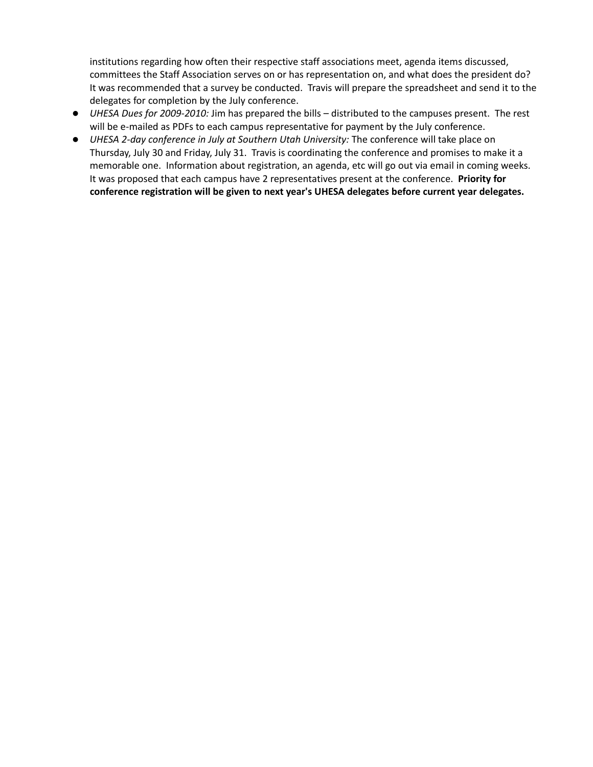institutions regarding how often their respective staff associations meet, agenda items discussed, committees the Staff Association serves on or has representation on, and what does the president do? It was recommended that a survey be conducted. Travis will prepare the spreadsheet and send it to the delegates for completion by the July conference.

- *UHESA Dues for 2009-2010:* Jim has prepared the bills – distributed to the campuses present. The rest will be e-mailed as PDFs to each campus representative for payment by the July conference.
- *UHESA 2-day conference in July at Southern Utah University:* The conference will take place on Thursday, July 30 and Friday, July 31. Travis is coordinating the conference and promises to make it a memorable one. Information about registration, an agenda, etc will go out via email in coming weeks. It was proposed that each campus have 2 representatives present at the conference. **Priority for conference registration will be given to next year's UHESA delegates before current year delegates.**